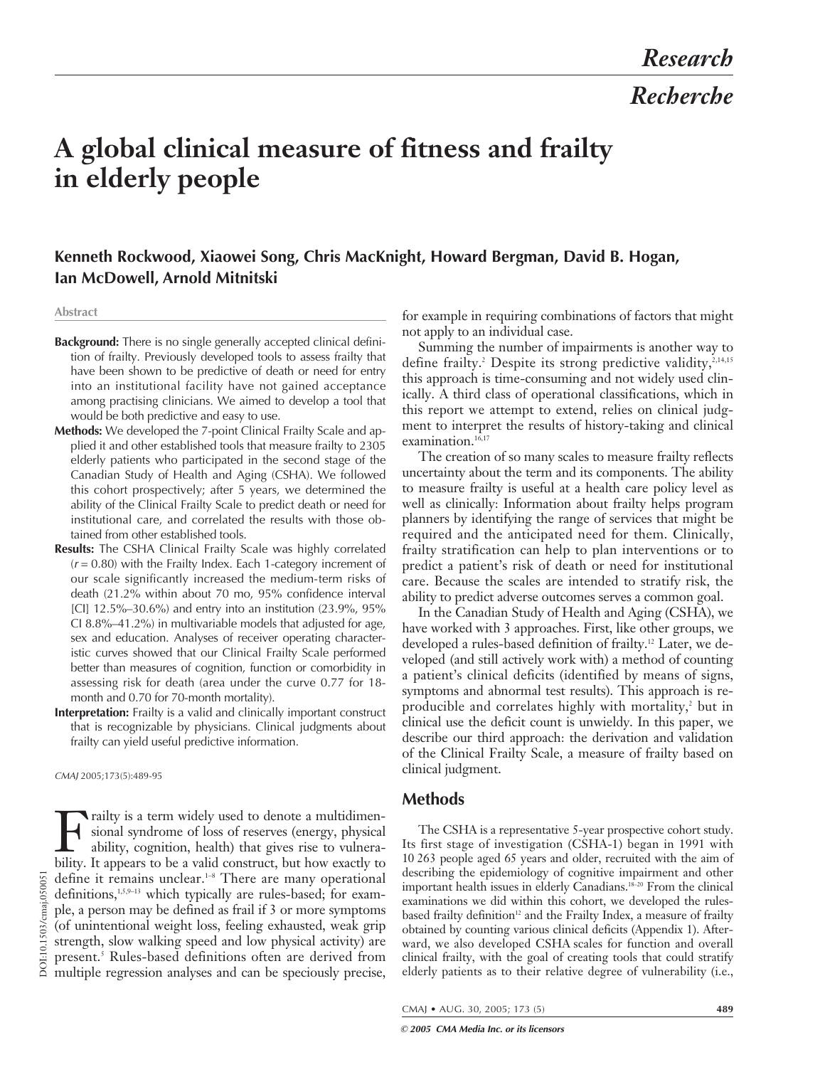# A global clinical measure of fitness and frailty in elderly people

**Kenneth Rockwood, Xiaowei Song, Chris MacKnight, Howard Bergman, David B. Hogan, Ian McDowell, Arnold Mitnitski**

## Abstract

**Background:** There is no single generally accepted clinical definition of frailty. Previously developed tools to assess frailty that have been shown to be predictive of death or need for entry into an institutional facility have not gained acceptance among practising clinicians. We aimed to develop a tool that would be both predictive and easy to use.

**Methods:** We developed the 7-point Clinical Frailty Scale and applied it and other established tools that measure frailty to 2305 elderly patients who participated in the second stage of the Canadian Study of Health and Aging (CSHA). We followed this cohort prospectively; after 5 years, we determined the ability of the Clinical Frailty Scale to predict death or need for institutional care, and correlated the results with those obtained from other established tools.

**Results:** The CSHA Clinical Frailty Scale was highly correlated ($r = 0.80$) with the Frailty Index. Each 1-category increment of our scale significantly increased the medium-term risks of death (21.2% within about 70 mo, 95% confidence interval [CI] 12.5%–30.6%) and entry into an institution (23.9%, 95% CI 8.8%–41.2%) in multivariable models that adjusted for age, sex and education. Analyses of receiver operating characteristic curves showed that our Clinical Frailty Scale performed better than measures of cognition, function or comorbidity in assessing risk for death (area under the curve 0.77 for 18-month and 0.70 for 70-month mortality).

**Interpretation:** Frailty is a valid and clinically important construct that is recognizable by physicians. Clinical judgments about frailty can yield useful predictive information.

*CMAJ* 2005;173(5):489-95

Frailty is a term widely used to denote a multidimensional syndrome of loss of reserves (energy, physical ability, cognition, health) that gives rise to vulnerability. It appears to be a valid construct, but how exactly to define it remains unclear.[1–8] There are many operational definitions,[1,5,9–13] which typically are rules-based; for example, a person may be defined as frail if 3 or more symptoms (of unintentional weight loss, feeling exhausted, weak grip strength, slow walking speed and low physical activity) are present.[5] Rules-based definitions often are derived from multiple regression analyses and can be speciously precise, for example in requiring combinations of factors that might not apply to an individual case.

Summing the number of impairments is another way to define frailty.[2] Despite its strong predictive validity,[2,14,15] this approach is time-consuming and not widely used clinically. A third class of operational classifications, which in this report we attempt to extend, relies on clinical judgment to interpret the results of history-taking and clinical examination.[16,17]

The creation of so many scales to measure frailty reflects uncertainty about the term and its components. The ability to measure frailty is useful at a health care policy level as well as clinically: Information about frailty helps program planners by identifying the range of services that might be required and the anticipated need for them. Clinically, frailty stratification can help to plan interventions or to predict a patient's risk of death or need for institutional care. Because the scales are intended to stratify risk, the ability to predict adverse outcomes serves a common goal.

In the Canadian Study of Health and Aging (CSHA), we have worked with 3 approaches. First, like other groups, we developed a rules-based definition of frailty.[12] Later, we developed (and still actively work with) a method of counting a patient's clinical deficits (identified by means of signs, symptoms and abnormal test results). This approach is reproducible and correlates highly with mortality,[2] but in clinical use the deficit count is unwieldy. In this paper, we describe our third approach: the derivation and validation of the Clinical Frailty Scale, a measure of frailty based on clinical judgment.

## Methods

The CSHA is a representative 5-year prospective cohort study. Its first stage of investigation (CSHA-1) began in 1991 with 10 263 people aged 65 years and older, recruited with the aim of describing the epidemiology of cognitive impairment and other important health issues in elderly Canadians.[18–20] From the clinical examinations we did within this cohort, we developed the rules-based frailty definition[12] and the Frailty Index, a measure of frailty obtained by counting various clinical deficits (Appendix 1). Afterward, we also developed CSHA scales for function and overall clinical frailty, with the goal of creating tools that could stratify elderly patients as to their relative degree of vulnerability (i.e.,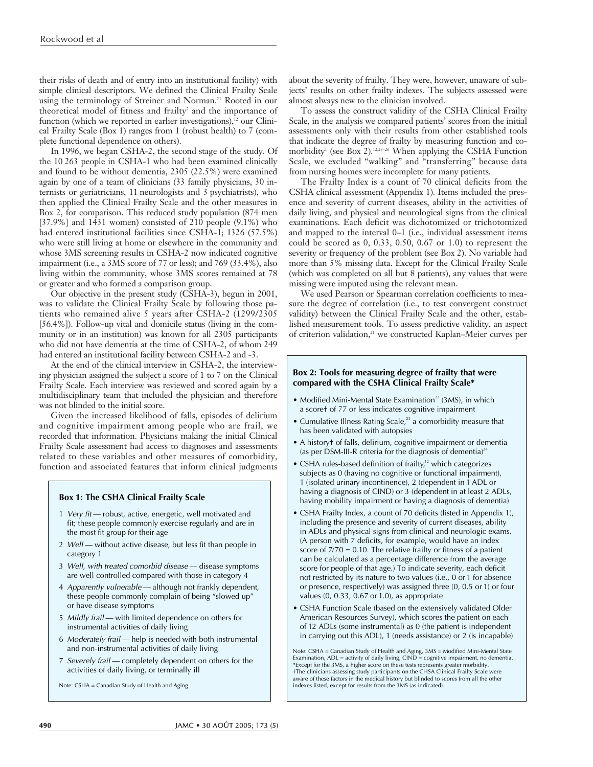their risks of death and of entry into an institutional facility) with simple clinical descriptors. We defined the Clinical Frailty Scale using the terminology of Streiner and Norman.[21] Rooted in our theoretical model of fitness and frailty[7] and the importance of function (which we reported in earlier investigations),[12] our Clinical Frailty Scale (Box 1) ranges from 1 (robust health) to 7 (complete functional dependence on others).

In 1996, we began CSHA-2, the second stage of the study. Of the 10 263 people in CSHA-1 who had been examined clinically and found to be without dementia, 2305 (22.5%) were examined again by one of a team of clinicians (33 family physicians, 30 internists or geriatricians, 11 neurologists and 3 psychiatrists), who then applied the Clinical Frailty Scale and the other measures in Box 2, for comparison. This reduced study population (874 men [37.9%] and 1431 women) consisted of 210 people (9.1%) who had entered institutional facilities since CSHA-1; 1326 (57.5%) who were still living at home or elsewhere in the community and whose 3MS screening results in CSHA-2 now indicated cognitive impairment (i.e., a 3MS score of 77 or less); and 769 (33.4%), also living within the community, whose 3MS scores remained at 78 or greater and who formed a comparison group.

Our objective in the present study (CSHA-3), begun in 2001, was to validate the Clinical Frailty Scale by following those patients who remained alive 5 years after CSHA-2 (1299/2305 [56.4%]). Follow-up vital and domicile status (living in the community or in an institution) was known for all 2305 participants who did not have dementia at the time of CSHA-2, of whom 249 had entered an institutional facility between CSHA-2 and -3.

At the end of the clinical interview in CSHA-2, the interviewing physician assigned the subject a score of 1 to 7 on the Clinical Frailty Scale. Each interview was reviewed and scored again by a multidisciplinary team that included the physician and therefore was not blinded to the initial score.

Given the increased likelihood of falls, episodes of delirium and cognitive impairment among people who are frail, we recorded that information. Physicians making the initial Clinical Frailty Scale assessment had access to diagnoses and assessments related to these variables and other measures of comorbidity, function and associated features that inform clinical judgments about the severity of frailty. They were, however, unaware of subjects' results on other frailty indexes. The subjects assessed were almost always new to the clinician involved.

To assess the construct validity of the CSHA Clinical Frailty Scale, in the analysis we compared patients' scores from the initial assessments only with their results from other established tools that indicate the degree of frailty by measuring function and comorbidity[1] (see Box 2).[12,23–26] When applying the CSHA Function Scale, we excluded "walking" and "transferring" because data from nursing homes were incomplete for many patients.

The Frailty Index is a count of 70 clinical deficits from the CSHA clinical assessment (Appendix 1). Items included the presence and severity of current diseases, ability in the activities of daily living, and physical and neurological signs from the clinical examinations. Each deficit was dichotomized or trichotomized and mapped to the interval 0–1 (i.e., individual assessment items could be scored as 0, 0.33, 0.50, 0.67 or 1.0) to represent the severity or frequency of the problem (see Box 2). No variable had more than 5% missing data. Except for the Clinical Frailty Scale (which was completed on all but 8 patients), any values that were missing were imputed using the relevant mean.

We used Pearson or Spearman correlation coefficients to measure the degree of correlation (i.e., to test convergent construct validity) between the Clinical Frailty Scale and the other, established measurement tools. To assess predictive validity, an aspect of criterion validation,[21] we constructed Kaplan–Meier curves per

### Box 1: The CSHA Clinical Frailty Scale

1 *Very fit* — robust, active, energetic, well motivated and fit; these people commonly exercise regularly and are in the most fit group for their age

2 *Well* — without active disease, but less fit than people in category 1

3 *Well, with treated comorbid disease* — disease symptoms are well controlled compared with those in category 4

4 *Apparently vulnerable* — although not frankly dependent, these people commonly complain of being "slowed up" or have disease symptoms

5 *Mildly frail* — with limited dependence on others for instrumental activities of daily living

6 *Moderately frail* — help is needed with both instrumental and non-instrumental activities of daily living

7 *Severely frail* — completely dependent on others for the activities of daily living, or terminally ill

Note: CSHA = Canadian Study of Health and Aging.

### Box 2: Tools for measuring degree of frailty that were compared with the CSHA Clinical Frailty Scale*

- Modified Mini-Mental State Examination[22] (3MS), in which a score† of 77 or less indicates cognitive impairment
- Cumulative Illness Rating Scale,[23] a comorbidity measure that has been validated with autopsies
- A history† of falls, delirium, cognitive impairment or dementia (as per DSM-III-R criteria for the diagnosis of dementia)[24]
- CSHA rules-based definition of frailty,[12] which categorizes subjects as 0 (having no cognitive or functional impairment), 1 (isolated urinary incontinence), 2 (dependent in 1 ADL or having a diagnosis of CIND) or 3 (dependent in at least 2 ADLs, having mobility impairment or having a diagnosis of dementia)
- CSHA Frailty Index, a count of 70 deficits (listed in Appendix 1), including the presence and severity of current diseases, ability in ADLs and physical signs from clinical and neurologic exams. (A person with 7 deficits, for example, would have an index score of 7/70 = 0.10. The relative frailty or fitness of a patient can be calculated as a percentage difference from the average score for people of that age.) To indicate severity, each deficit not restricted by its nature to two values (i.e., 0 or 1 for absence or presence, respectively) was assigned three (0, 0.5 or 1) or four values (0, 0.33, 0.67 or 1.0), as appropriate
- CSHA Function Scale (based on the extensively validated Older American Resources Survey), which scores the patient on each of 12 ADLs (some instrumental) as 0 (the patient is independent in carrying out this ADL), 1 (needs assistance) or 2 (is incapable)

Note: CSHA = Canadian Study of Health and Aging, 3MS = Modified Mini-Mental State Examination, ADL = activity of daily living, CIND = cognitive impairment, no dementia.
*Except for the 3MS, a higher score on these tests represents greater morbidity.
†The clinicians assessing study participants on the CHSA Clinical Frailty Scale were aware of these factors in the medical history but blinded to scores from all the other indexes listed, except for results from the 3MS (as indicated).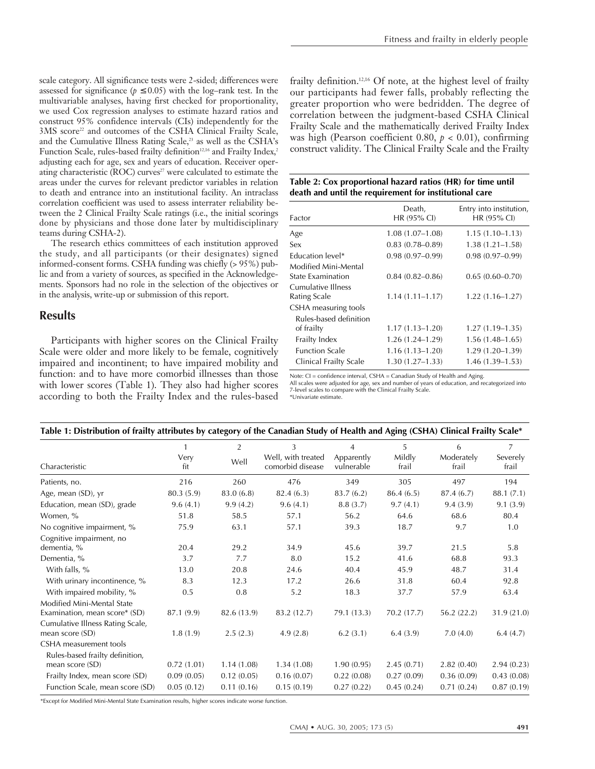scale category. All significance tests were 2-sided; differences were assessed for significance ($p \leq 0.05$) with the log–rank test. In the multivariable analyses, having first checked for proportionality, we used Cox regression analyses to estimate hazard ratios and construct 95% confidence intervals (CIs) independently for the 3MS score[22] and outcomes of the CSHA Clinical Frailty Scale, and the Cumulative Illness Rating Scale,[23] as well as the CSHA's Function Scale, rules-based frailty definition[12,16] and Frailty Index,[2] adjusting each for age, sex and years of education. Receiver operating characteristic (ROC) curves[27] were calculated to estimate the areas under the curves for relevant predictor variables in relation to death and entrance into an institutional facility. An intraclass correlation coefficient was used to assess interrater reliability between the 2 Clinical Frailty Scale ratings (i.e., the initial scorings done by physicians and those done later by multidisciplinary teams during CSHA-2).

The research ethics committees of each institution approved the study, and all participants (or their designates) signed informed-consent forms. CSHA funding was chiefly (> 95%) public and from a variety of sources, as specified in the Acknowledgements. Sponsors had no role in the selection of the objectives or in the analysis, write-up or submission of this report.

## Results

Participants with higher scores on the Clinical Frailty Scale were older and more likely to be female, cognitively impaired and incontinent; to have impaired mobility and function: and to have more comorbid illnesses than those with lower scores (Table 1). They also had higher scores according to both the Frailty Index and the rules-based frailty definition.[12,16] Of note, at the highest level of frailty our participants had fewer falls, probably reflecting the greater proportion who were bedridden. The degree of correlation between the judgment-based CSHA Clinical Frailty Scale and the mathematically derived Frailty Index was high (Pearson coefficient 0.80, $p < 0.01$), confirming construct validity. The Clinical Frailty Scale and the Frailty

**Table 2: Cox proportional hazard ratios (HR) for time until death and until the requirement for institutional care**

| Factor | Death, HR (95% CI) | Entry into institution, HR (95% CI) |
|---|---|---|
| Age | 1.08 (1.07–1.08) | 1.15 (1.10–1.13) |
| Sex | 0.83 (0.78–0.89) | 1.38 (1.21–1.58) |
| Education level* | 0.98 (0.97–0.99) | 0.98 (0.97–0.99) |
| Modified Mini-Mental State Examination | 0.84 (0.82–0.86) | 0.65 (0.60–0.70) |
| Cumulative Illness Rating Scale | 1.14 (1.11–1.17) | 1.22 (1.16–1.27) |
| CSHA measuring tools | | |
| Rules-based definition of frailty | 1.17 (1.13–1.20) | 1.27 (1.19–1.35) |
| Frailty Index | 1.26 (1.24–1.29) | 1.56 (1.48–1.65) |
| Function Scale | 1.16 (1.13–1.20) | 1.29 (1.20–1.39) |
| Clinical Frailty Scale | 1.30 (1.27–1.33) | 1.46 (1.39–1.53) |

Note: CI = confidence interval, CSHA = Canadian Study of Health and Aging.
All scales were adjusted for age, sex and number of years of education, and recategorized into 7-level scales to compare with the Clinical Frailty Scale.
*Univariate estimate.

**Table 1: Distribution of frailty attributes by category of the Canadian Study of Health and Aging (CSHA) Clinical Frailty Scale***

| Characteristic | 1 Very fit | 2 Well | 3 Well, with treated comorbid disease | 4 Apparently vulnerable | 5 Mildly frail | 6 Moderately frail | 7 Severely frail |
|---|---|---|---|---|---|---|---|
| Patients, no. | 216 | 260 | 476 | 349 | 305 | 497 | 194 |
| Age, mean (SD), yr | 80.3 (5.9) | 83.0 (6.8) | 82.4 (6.3) | 83.7 (6.2) | 86.4 (6.5) | 87.4 (6.7) | 88.1 (7.1) |
| Education, mean (SD), grade | 9.6 (4.1) | 9.9 (4.2) | 9.6 (4.1) | 8.8 (3.7) | 9.7 (4.1) | 9.4 (3.9) | 9.1 (3.9) |
| Women, % | 51.8 | 58.5 | 57.1 | 56.2 | 64.6 | 68.6 | 80.4 |
| No cognitive impairment, % | 75.9 | 63.1 | 57.1 | 39.3 | 18.7 | 9.7 | 1.0 |
| Cognitive impairment, no dementia, % | 20.4 | 29.2 | 34.9 | 45.6 | 39.7 | 21.5 | 5.8 |
| Dementia, % | 3.7 | 7.7 | 8.0 | 15.2 | 41.6 | 68.8 | 93.3 |
| With falls, % | 13.0 | 20.8 | 24.6 | 40.4 | 45.9 | 48.7 | 31.4 |
| With urinary incontinence, % | 8.3 | 12.3 | 17.2 | 26.6 | 31.8 | 60.4 | 92.8 |
| With impaired mobility, % | 0.5 | 0.8 | 5.2 | 18.3 | 37.7 | 57.9 | 63.4 |
| Modified Mini-Mental State Examination, mean score* (SD) | 87.1 (9.9) | 82.6 (13.9) | 83.2 (12.7) | 79.1 (13.3) | 70.2 (17.7) | 56.2 (22.2) | 31.9 (21.0) |
| Cumulative Illness Rating Scale, mean score (SD) | 1.8 (1.9) | 2.5 (2.3) | 4.9 (2.8) | 6.2 (3.1) | 6.4 (3.9) | 7.0 (4.0) | 6.4 (4.7) |
| CSHA measurement tools | | | | | | | |
| Rules-based frailty definition, mean score (SD) | 0.72 (1.01) | 1.14 (1.08) | 1.34 (1.08) | 1.90 (0.95) | 2.45 (0.71) | 2.82 (0.40) | 2.94 (0.23) |
| Frailty Index, mean score (SD) | 0.09 (0.05) | 0.12 (0.05) | 0.16 (0.07) | 0.22 (0.08) | 0.27 (0.09) | 0.36 (0.09) | 0.43 (0.08) |
| Function Scale, mean score (SD) | 0.05 (0.12) | 0.11 (0.16) | 0.15 (0.19) | 0.27 (0.22) | 0.45 (0.24) | 0.71 (0.24) | 0.87 (0.19) |

*Except for Modified Mini-Mental State Examination results, higher scores indicate worse function.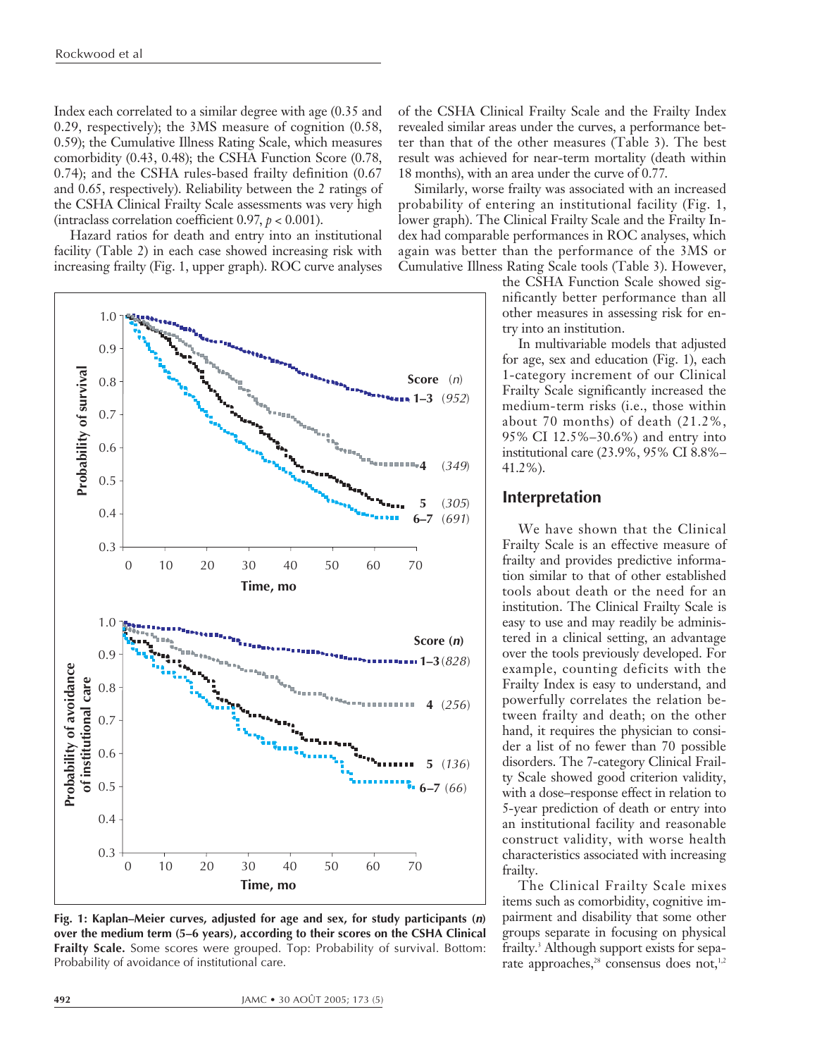Index each correlated to a similar degree with age (0.35 and 0.29, respectively); the 3MS measure of cognition (0.58, 0.59); the Cumulative Illness Rating Scale, which measures comorbidity (0.43, 0.48); the CSHA Function Score (0.78, 0.74); and the CSHA rules-based frailty definition (0.67 and 0.65, respectively). Reliability between the 2 ratings of the CSHA Clinical Frailty Scale assessments was very high (intraclass correlation coefficient 0.97, $p < 0.001$).

Hazard ratios for death and entry into an institutional facility (Table 2) in each case showed increasing risk with increasing frailty (Fig. 1, upper graph). ROC curve analyses of the CSHA Clinical Frailty Scale and the Frailty Index revealed similar areas under the curves, a performance better than that of the other measures (Table 3). The best result was achieved for near-term mortality (death within 18 months), with an area under the curve of 0.77.

Similarly, worse frailty was associated with an increased probability of entering an institutional facility (Fig. 1, lower graph). The Clinical Frailty Scale and the Frailty Index had comparable performances in ROC analyses, which again was better than the performance of the 3MS or Cumulative Illness Rating Scale tools (Table 3). However, the CSHA Function Scale showed significantly better performance than all other measures in assessing risk for entry into an institution.

In multivariable models that adjusted for age, sex and education (Fig. 1), each 1-category increment of our Clinical Frailty Scale significantly increased the medium-term risks (i.e., those within about 70 months) of death (21.2%, 95% CI 12.5%–30.6%) and entry into institutional care (23.9%, 95% CI 8.8%–41.2%).

**Fig. 1: Kaplan–Meier curves, adjusted for age and sex, for study participants (*n*) over the medium term (5–6 years), according to their scores on the CSHA Clinical Frailty Scale.** Some scores were grouped. Top: Probability of survival. Bottom: Probability of avoidance of institutional care.

## Interpretation

We have shown that the Clinical Frailty Scale is an effective measure of frailty and provides predictive information similar to that of other established tools about death or the need for an institution. The Clinical Frailty Scale is easy to use and may readily be administered in a clinical setting, an advantage over the tools previously developed. For example, counting deficits with the Frailty Index is easy to understand, and powerfully correlates the relation between frailty and death; on the other hand, it requires the physician to consider a list of no fewer than 70 possible disorders. The 7-category Clinical Frailty Scale showed good criterion validity, with a dose–response effect in relation to 5-year prediction of death or entry into an institutional facility and reasonable construct validity, with worse health characteristics associated with increasing frailty.

The Clinical Frailty Scale mixes items such as comorbidity, cognitive impairment and disability that some other groups separate in focusing on physical frailty.[3] Although support exists for separate approaches,[28] consensus does not,[1,2]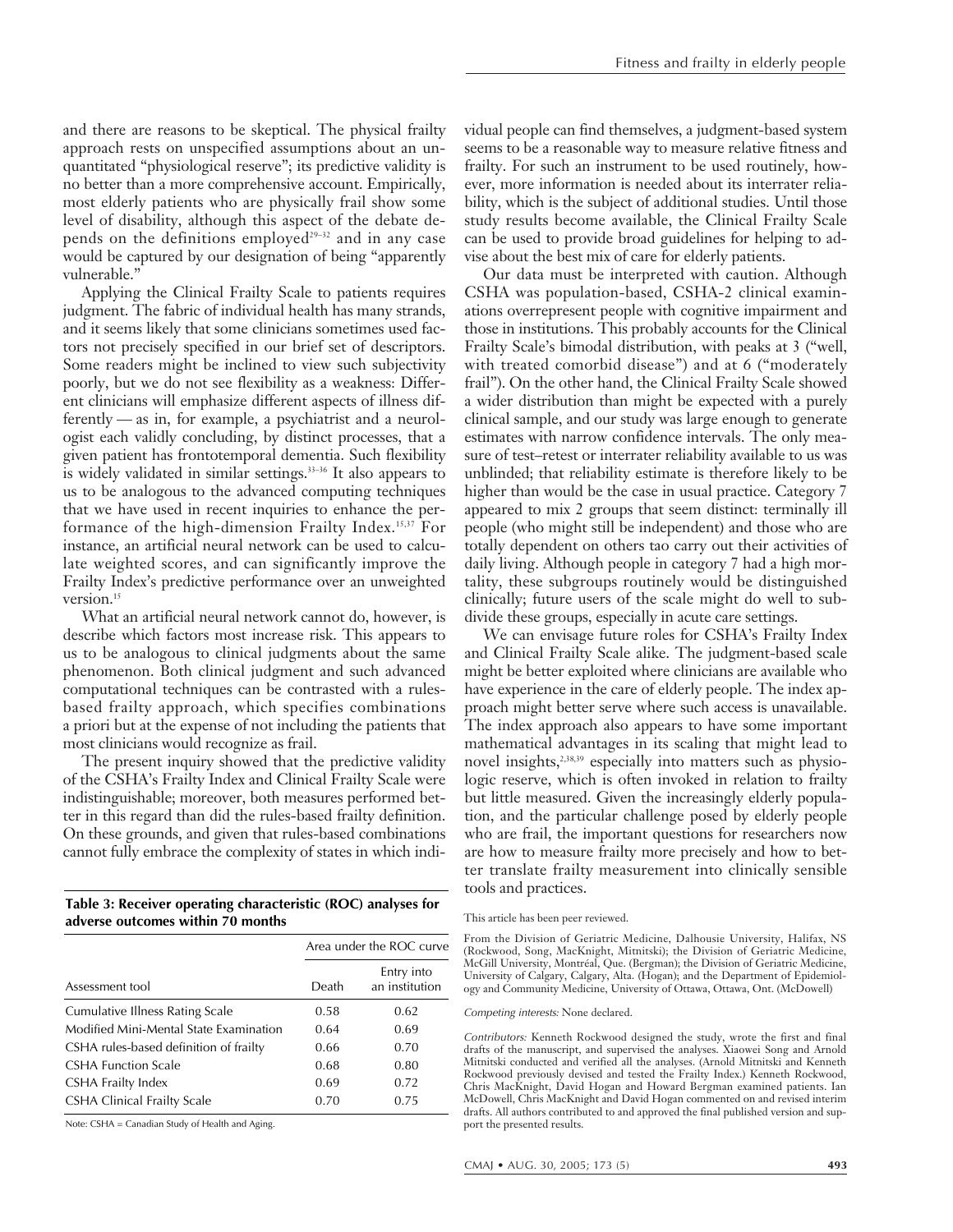and there are reasons to be skeptical. The physical frailty approach rests on unspecified assumptions about an unquantitated "physiological reserve"; its predictive validity is no better than a more comprehensive account. Empirically, most elderly patients who are physically frail show some level of disability, although this aspect of the debate depends on the definitions employed[29–32] and in any case would be captured by our designation of being "apparently vulnerable."

Applying the Clinical Frailty Scale to patients requires judgment. The fabric of individual health has many strands, and it seems likely that some clinicians sometimes used factors not precisely specified in our brief set of descriptors. Some readers might be inclined to view such subjectivity poorly, but we do not see flexibility as a weakness: Different clinicians will emphasize different aspects of illness differently — as in, for example, a psychiatrist and a neurologist each validly concluding, by distinct processes, that a given patient has frontotemporal dementia. Such flexibility is widely validated in similar settings.[33–36] It also appears to us to be analogous to the advanced computing techniques that we have used in recent inquiries to enhance the performance of the high-dimension Frailty Index.[15,37] For instance, an artificial neural network can be used to calculate weighted scores, and can significantly improve the Frailty Index's predictive performance over an unweighted version.[15]

What an artificial neural network cannot do, however, is describe which factors most increase risk. This appears to us to be analogous to clinical judgments about the same phenomenon. Both clinical judgment and such advanced computational techniques can be contrasted with a rules-based frailty approach, which specifies combinations a priori but at the expense of not including the patients that most clinicians would recognize as frail.

The present inquiry showed that the predictive validity of the CSHA's Frailty Index and Clinical Frailty Scale were indistinguishable; moreover, both measures performed better in this regard than did the rules-based frailty definition. On these grounds, and given that rules-based combinations cannot fully embrace the complexity of states in which individual people can find themselves, a judgment-based system seems to be a reasonable way to measure relative fitness and frailty. For such an instrument to be used routinely, however, more information is needed about its interrater reliability, which is the subject of additional studies. Until those study results become available, the Clinical Frailty Scale can be used to provide broad guidelines for helping to advise about the best mix of care for elderly patients.

Our data must be interpreted with caution. Although CSHA was population-based, CSHA-2 clinical examinations overrepresent people with cognitive impairment and those in institutions. This probably accounts for the Clinical Frailty Scale's bimodal distribution, with peaks at 3 ("well, with treated comorbid disease") and at 6 ("moderately frail"). On the other hand, the Clinical Frailty Scale showed a wider distribution than might be expected with a purely clinical sample, and our study was large enough to generate estimates with narrow confidence intervals. The only measure of test–retest or interrater reliability available to us was unblinded; that reliability estimate is therefore likely to be higher than would be the case in usual practice. Category 7 appeared to mix 2 groups that seem distinct: terminally ill people (who might still be independent) and those who are totally dependent on others tao carry out their activities of daily living. Although people in category 7 had a high mortality, these subgroups routinely would be distinguished clinically; future users of the scale might do well to subdivide these groups, especially in acute care settings.

We can envisage future roles for CSHA's Frailty Index and Clinical Frailty Scale alike. The judgment-based scale might be better exploited where clinicians are available who have experience in the care of elderly people. The index approach might better serve where such access is unavailable. The index approach also appears to have some important mathematical advantages in its scaling that might lead to novel insights,[2,38,39] especially into matters such as physiologic reserve, which is often invoked in relation to frailty but little measured. Given the increasingly elderly population, and the particular challenge posed by elderly people who are frail, the important questions for researchers now are how to measure frailty more precisely and how to better translate frailty measurement into clinically sensible tools and practices.

**Table 3: Receiver operating characteristic (ROC) analyses for adverse outcomes within 70 months**

| | Area under the ROC curve | |
|---|---|---|
| Assessment tool | Death | Entry into an institution |
| Cumulative Illness Rating Scale | 0.58 | 0.62 |
| Modified Mini-Mental State Examination | 0.64 | 0.69 |
| CSHA rules-based definition of frailty | 0.66 | 0.70 |
| CSHA Function Scale | 0.68 | 0.80 |
| CSHA Frailty Index | 0.69 | 0.72 |
| CSHA Clinical Frailty Scale | 0.70 | 0.75 |

Note: CSHA = Canadian Study of Health and Aging.

This article has been peer reviewed.

From the Division of Geriatric Medicine, Dalhousie University, Halifax, NS (Rockwood, Song, MacKnight, Mitnitski); the Division of Geriatric Medicine, McGill University, Montréal, Que. (Bergman); the Division of Geriatric Medicine, University of Calgary, Calgary, Alta. (Hogan); and the Department of Epidemiology and Community Medicine, University of Ottawa, Ottawa, Ont. (McDowell)

*Competing interests:* None declared.

*Contributors:* Kenneth Rockwood designed the study, wrote the first and final drafts of the manuscript, and supervised the analyses. Xiaowei Song and Arnold Mitnitski conducted and verified all the analyses. (Arnold Mitnitski and Kenneth Rockwood previously devised and tested the Frailty Index.) Kenneth Rockwood, Chris MacKnight, David Hogan and Howard Bergman examined patients. Ian McDowell, Chris MacKnight and David Hogan commented on and revised interim drafts. All authors contributed to and approved the final published version and support the presented results.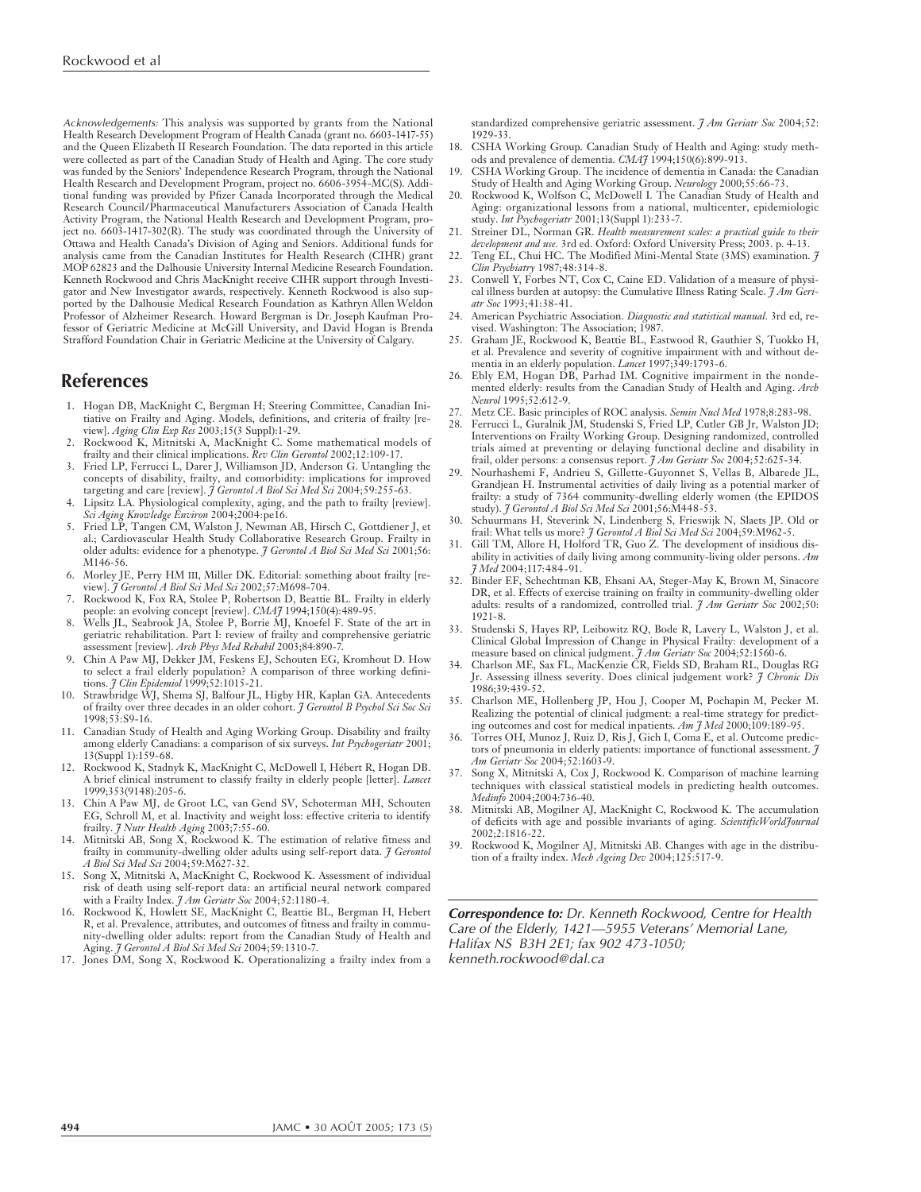*Acknowledgements:* This analysis was supported by grants from the National Health Research Development Program of Health Canada (grant no. 6603-1417-55) and the Queen Elizabeth II Research Foundation. The data reported in this article were collected as part of the Canadian Study of Health and Aging. The core study was funded by the Seniors' Independence Research Program, through the National Health Research and Development Program, project no. 6606-3954-MC(S). Additional funding was provided by Pfizer Canada Incorporated through the Medical Research Council/Pharmaceutical Manufacturers Association of Canada Health Activity Program, the National Health Research and Development Program, project no. 6603-1417-302(R). The study was coordinated through the University of Ottawa and Health Canada's Division of Aging and Seniors. Additional funds for analysis came from the Canadian Institutes for Health Research (CIHR) grant MOP 62823 and the Dalhousie University Internal Medicine Research Foundation. Kenneth Rockwood and Chris MacKnight receive CIHR support through Investigator and New Investigator awards, respectively. Kenneth Rockwood is also supported by the Dalhousie Medical Research Foundation as Kathryn Allen Weldon Professor of Alzheimer Research. Howard Bergman is Dr. Joseph Kaufman Professor of Geriatric Medicine at McGill University, and David Hogan is Brenda Strafford Foundation Chair in Geriatric Medicine at the University of Calgary.

## References

1. Hogan DB, MacKnight C, Bergman H; Steering Committee, Canadian Initiative on Frailty and Aging. Models, definitions, and criteria of frailty [review]. *Aging Clin Exp Res* 2003;15(3 Suppl):1-29.
2. Rockwood K, Mitnitski A, MacKnight C. Some mathematical models of frailty and their clinical implications. *Rev Clin Gerontol* 2002;12:109-17.
3. Fried LP, Ferrucci L, Darer J, Williamson JD, Anderson G. Untangling the concepts of disability, frailty, and comorbidity: implications for improved targeting and care [review]. *J Gerontol A Biol Sci Med Sci* 2004;59:255-63.
4. Lipsitz LA. Physiological complexity, aging, and the path to frailty [review]. *Sci Aging Knowledge Environ* 2004;2004:pe16.
5. Fried LP, Tangen CM, Walston J, Newman AB, Hirsch C, Gottdiener J, et al.; Cardiovascular Health Study Collaborative Research Group. Frailty in older adults: evidence for a phenotype. *J Gerontol A Biol Sci Med Sci* 2001;56:M146-56.
6. Morley JE, Perry HM III, Miller DK. Editorial: something about frailty [review]. *J Gerontol A Biol Sci Med Sci* 2002;57:M698-704.
7. Rockwood K, Fox RA, Stolee P, Robertson D, Beattie BL. Frailty in elderly people: an evolving concept [review]. *CMAJ* 1994;150(4):489-95.
8. Wells JL, Seabrook JA, Stolee P, Borrie MJ, Knoefel F. State of the art in geriatric rehabilitation. Part I: review of frailty and comprehensive geriatric assessment [review]. *Arch Phys Med Rehabil* 2003;84:890-7.
9. Chin A Paw MJ, Dekker JM, Feskens EJ, Schouten EG, Kromhout D. How to select a frail elderly population? A comparison of three working definitions. *J Clin Epidemiol* 1999;52:1015-21.
10. Strawbridge WJ, Shema SJ, Balfour JL, Higby HR, Kaplan GA. Antecedents of frailty over three decades in an older cohort. *J Gerontol B Psychol Sci Soc Sci* 1998;53:S9-16.
11. Canadian Study of Health and Aging Working Group. Disability and frailty among elderly Canadians: a comparison of six surveys. *Int Psychogeriatr* 2001;13(Suppl 1):159-68.
12. Rockwood K, Stadnyk K, MacKnight C, McDowell I, Hébert R, Hogan DB. A brief clinical instrument to classify frailty in elderly people [letter]. *Lancet* 1999;353(9148):205-6.
13. Chin A Paw MJ, de Groot LC, van Gend SV, Schoterman MH, Schouten EG, Schroll M, et al. Inactivity and weight loss: effective criteria to identify frailty. *J Nutr Health Aging* 2003;7:55-60.
14. Mitnitski AB, Song X, Rockwood K. The estimation of relative fitness and frailty in community-dwelling older adults using self-report data. *J Gerontol A Biol Sci Med Sci* 2004;59:M627-32.
15. Song X, Mitnitski A, MacKnight C, Rockwood K. Assessment of individual risk of death using self-report data: an artificial neural network compared with a Frailty Index. *J Am Geriatr Soc* 2004;52:1180-4.
16. Rockwood K, Howlett SE, MacKnight C, Beattie BL, Bergman H, Hebert R, et al. Prevalence, attributes, and outcomes of fitness and frailty in community-dwelling older adults: report from the Canadian Study of Health and Aging. *J Gerontol A Biol Sci Med Sci* 2004;59:1310-7.
17. Jones DM, Song X, Rockwood K. Operationalizing a frailty index from a standardized comprehensive geriatric assessment. *J Am Geriatr Soc* 2004;52:1929-33.
18. CSHA Working Group. Canadian Study of Health and Aging: study methods and prevalence of dementia. *CMAJ* 1994;150(6):899-913.
19. CSHA Working Group. The incidence of dementia in Canada: the Canadian Study of Health and Aging Working Group. *Neurology* 2000;55:66-73.
20. Rockwood K, Wolfson C, McDowell I. The Canadian Study of Health and Aging: organizational lessons from a national, multicenter, epidemiologic study. *Int Psychogeriatr* 2001;13(Suppl 1):233-7.
21. Streiner DL, Norman GR. *Health measurement scales: a practical guide to their development and use.* 3rd ed. Oxford: Oxford University Press; 2003. p. 4-13.
22. Teng EL, Chui HC. The Modified Mini-Mental State (3MS) examination. *J Clin Psychiatry* 1987;48:314-8.
23. Conwell Y, Forbes NT, Cox C, Caine ED. Validation of a measure of physical illness burden at autopsy: the Cumulative Illness Rating Scale. *J Am Geriatr Soc* 1993;41:38-41.
24. American Psychiatric Association. *Diagnostic and statistical manual.* 3rd ed, revised. Washington: The Association; 1987.
25. Graham JE, Rockwood K, Beattie BL, Eastwood R, Gauthier S, Tuokko H, et al. Prevalence and severity of cognitive impairment with and without dementia in an elderly population. *Lancet* 1997;349:1793-6.
26. Ebly EM, Hogan DB, Parhad IM. Cognitive impairment in the nondemented elderly: results from the Canadian Study of Health and Aging. *Arch Neurol* 1995;52:612-9.
27. Metz CE. Basic principles of ROC analysis. *Semin Nucl Med* 1978;8:283-98.
28. Ferrucci L, Guralnik JM, Studenski S, Fried LP, Cutler GB Jr, Walston JD; Interventions on Frailty Working Group. Designing randomized, controlled trials aimed at preventing or delaying functional decline and disability in frail, older persons: a consensus report. *J Am Geriatr Soc* 2004;52:625-34.
29. Nourhashemi F, Andrieu S, Gillette-Guyonnet S, Vellas B, Albarede JL, Grandjean H. Instrumental activities of daily living as a potential marker of frailty: a study of 7364 community-dwelling elderly women (the EPIDOS study). *J Gerontol A Biol Sci Med Sci* 2001;56:M448-53.
30. Schuurmans H, Steverink N, Lindenberg S, Frieswijk N, Slaets JP. Old or frail: What tells us more? *J Gerontol A Biol Sci Med Sci* 2004;59:M962-5.
31. Gill TM, Allore H, Holford TR, Guo Z. The development of insidious disability in activities of daily living among community-living older persons. *Am J Med* 2004;117:484-91.
32. Binder EF, Schechtman KB, Ehsani AA, Steger-May K, Brown M, Sinacore DR, et al. Effects of exercise training on frailty in community-dwelling older adults: results of a randomized, controlled trial. *J Am Geriatr Soc* 2002;50:1921-8.
33. Studenski S, Hayes RP, Leibowitz RQ, Bode R, Lavery L, Walston J, et al. Clinical Global Impression of Change in Physical Frailty: development of a measure based on clinical judgment. *J Am Geriatr Soc* 2004;52:1560-6.
34. Charlson ME, Sax FL, MacKenzie CR, Fields SD, Braham RL, Douglas RG Jr. Assessing illness severity. Does clinical judgement work? *J Chronic Dis* 1986;39:439-52.
35. Charlson ME, Hollenberg JP, Hou J, Cooper M, Pochapin M, Pecker M. Realizing the potential of clinical judgment: a real-time strategy for predicting outcomes and cost for medical inpatients. *Am J Med* 2000;109:189-95.
36. Torres OH, Munoz J, Ruiz D, Ris J, Gich I, Coma E, et al. Outcome predictors of pneumonia in elderly patients: importance of functional assessment. *J Am Geriatr Soc* 2004;52:1603-9.
37. Song X, Mitnitski A, Cox J, Rockwood K. Comparison of machine learning techniques with classical statistical models in predicting health outcomes. *Medinfo* 2004;2004:736-40.
38. Mitnitski AB, Mogilner AJ, MacKnight C, Rockwood K. The accumulation of deficits with age and possible invariants of aging. *ScientificWorldJournal* 2002;2:1816-22.
39. Rockwood K, Mogilner AJ, Mitnitski AB. Changes with age in the distribution of a frailty index. *Mech Ageing Dev* 2004;125:517-9.

***Correspondence to:*** *Dr. Kenneth Rockwood, Centre for Health Care of the Elderly, 1421—5955 Veterans' Memorial Lane, Halifax NS B3H 2E1; fax 902 473-1050; kenneth.rockwood@dal.ca*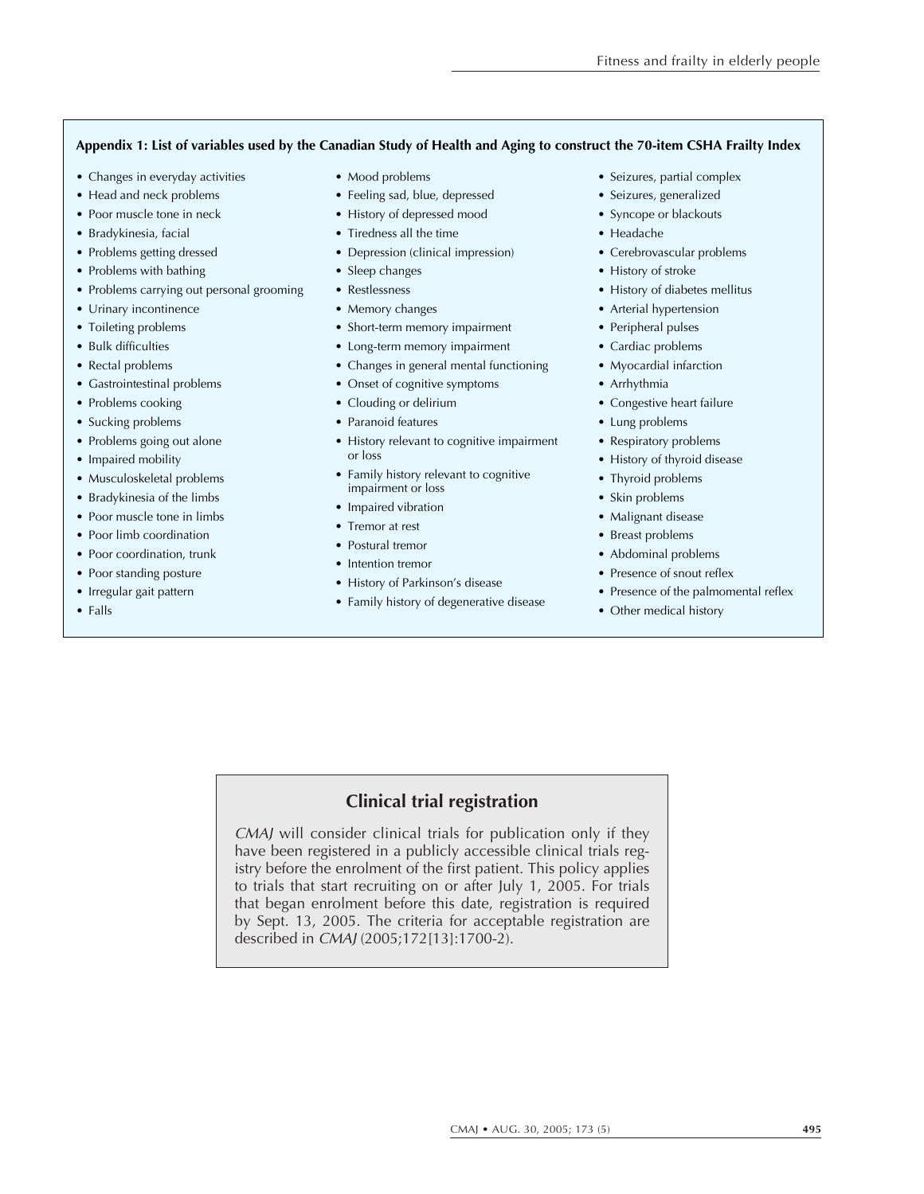**Appendix 1: List of variables used by the Canadian Study of Health and Aging to construct the 70-item CSHA Frailty Index**

- Changes in everyday activities
- Head and neck problems
- Poor muscle tone in neck
- Bradykinesia, facial
- Problems getting dressed
- Problems with bathing
- Problems carrying out personal grooming
- Urinary incontinence
- Toileting problems
- Bulk difficulties
- Rectal problems
- Gastrointestinal problems
- Problems cooking
- Sucking problems
- Problems going out alone
- Impaired mobility
- Musculoskeletal problems
- Bradykinesia of the limbs
- Poor muscle tone in limbs
- Poor limb coordination
- Poor coordination, trunk
- Poor standing posture
- Irregular gait pattern
- Falls
- Mood problems
- Feeling sad, blue, depressed
- History of depressed mood
- Tiredness all the time
- Depression (clinical impression)
- Sleep changes
- Restlessness
- Memory changes
- Short-term memory impairment
- Long-term memory impairment
- Changes in general mental functioning
- Onset of cognitive symptoms
- Clouding or delirium
- Paranoid features
- History relevant to cognitive impairment or loss
- Family history relevant to cognitive impairment or loss
- Impaired vibration
- Tremor at rest
- Postural tremor
- Intention tremor
- History of Parkinson's disease
- Family history of degenerative disease
- Seizures, partial complex
- Seizures, generalized
- Syncope or blackouts
- Headache
- Cerebrovascular problems
- History of stroke
- History of diabetes mellitus
- Arterial hypertension
- Peripheral pulses
- Cardiac problems
- Myocardial infarction
- Arrhythmia
- Congestive heart failure
- Lung problems
- Respiratory problems
- History of thyroid disease
- Thyroid problems
- Skin problems
- Malignant disease
- Breast problems
- Abdominal problems
- Presence of snout reflex
- Presence of the palmomental reflex
- Other medical history

## Clinical trial registration

*CMAJ* will consider clinical trials for publication only if they have been registered in a publicly accessible clinical trials registry before the enrolment of the first patient. This policy applies to trials that start recruiting on or after July 1, 2005. For trials that began enrolment before this date, registration is required by Sept. 13, 2005. The criteria for acceptable registration are described in *CMAJ* (2005;172[13]:1700-2).